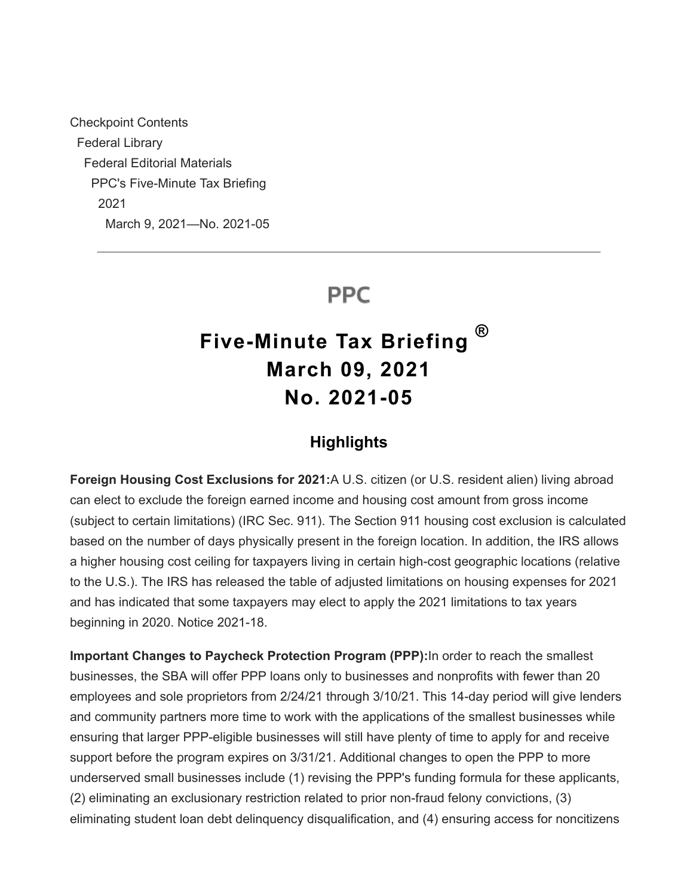Checkpoint Contents
Federal Library
Federal Editorial Materials
PPC's Five-Minute Tax Briefing
2021
March 9, 2021—No. 2021-05

---

PPC

# Five-Minute Tax Briefing ® March 09, 2021 No. 2021-05

## Highlights

**Foreign Housing Cost Exclusions for 2021:** A U.S. citizen (or U.S. resident alien) living abroad can elect to exclude the foreign earned income and housing cost amount from gross income (subject to certain limitations) (IRC Sec. 911). The Section 911 housing cost exclusion is calculated based on the number of days physically present in the foreign location. In addition, the IRS allows a higher housing cost ceiling for taxpayers living in certain high-cost geographic locations (relative to the U.S.). The IRS has released the table of adjusted limitations on housing expenses for 2021 and has indicated that some taxpayers may elect to apply the 2021 limitations to tax years beginning in 2020. Notice 2021-18.

**Important Changes to Paycheck Protection Program (PPP):** In order to reach the smallest businesses, the SBA will offer PPP loans only to businesses and nonprofits with fewer than 20 employees and sole proprietors from 2/24/21 through 3/10/21. This 14-day period will give lenders and community partners more time to work with the applications of the smallest businesses while ensuring that larger PPP-eligible businesses will still have plenty of time to apply for and receive support before the program expires on 3/31/21. Additional changes to open the PPP to more underserved small businesses include (1) revising the PPP's funding formula for these applicants, (2) eliminating an exclusionary restriction related to prior non-fraud felony convictions, (3) eliminating student loan debt delinquency disqualification, and (4) ensuring access for noncitizens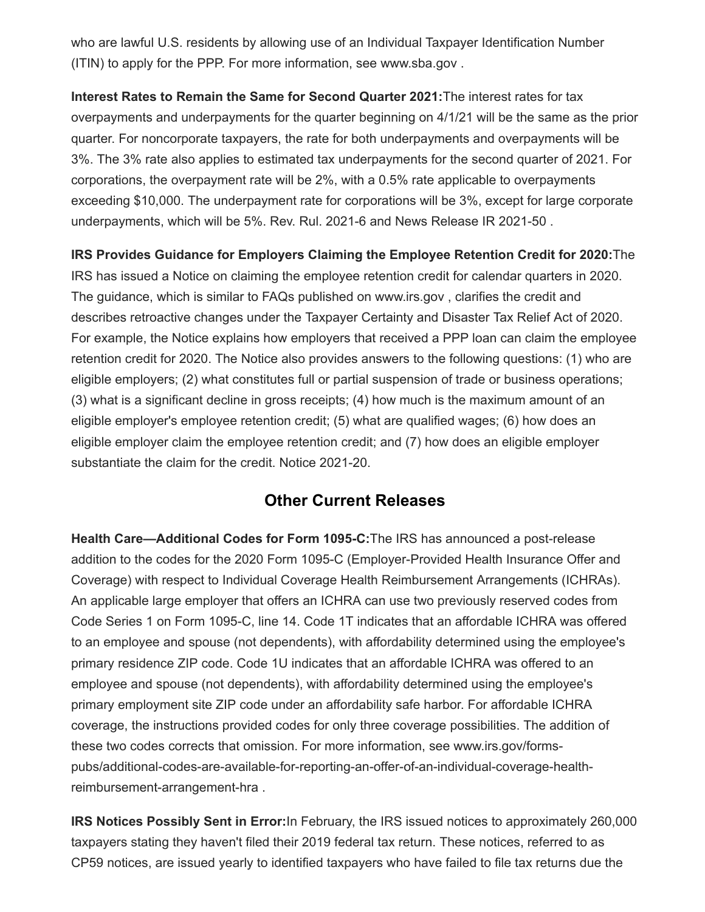who are lawful U.S. residents by allowing use of an Individual Taxpayer Identification Number (ITIN) to apply for the PPP. For more information, see www.sba.gov .

**Interest Rates to Remain the Same for Second Quarter 2021:** The interest rates for tax overpayments and underpayments for the quarter beginning on 4/1/21 will be the same as the prior quarter. For noncorporate taxpayers, the rate for both underpayments and overpayments will be 3%. The 3% rate also applies to estimated tax underpayments for the second quarter of 2021. For corporations, the overpayment rate will be 2%, with a 0.5% rate applicable to overpayments exceeding $10,000. The underpayment rate for corporations will be 3%, except for large corporate underpayments, which will be 5%. Rev. Rul. 2021-6 and News Release IR 2021-50 .

**IRS Provides Guidance for Employers Claiming the Employee Retention Credit for 2020:** The IRS has issued a Notice on claiming the employee retention credit for calendar quarters in 2020. The guidance, which is similar to FAQs published on www.irs.gov , clarifies the credit and describes retroactive changes under the Taxpayer Certainty and Disaster Tax Relief Act of 2020. For example, the Notice explains how employers that received a PPP loan can claim the employee retention credit for 2020. The Notice also provides answers to the following questions: (1) who are eligible employers; (2) what constitutes full or partial suspension of trade or business operations; (3) what is a significant decline in gross receipts; (4) how much is the maximum amount of an eligible employer's employee retention credit; (5) what are qualified wages; (6) how does an eligible employer claim the employee retention credit; and (7) how does an eligible employer substantiate the claim for the credit. Notice 2021-20.

## Other Current Releases

**Health Care—Additional Codes for Form 1095-C:** The IRS has announced a post-release addition to the codes for the 2020 Form 1095-C (Employer-Provided Health Insurance Offer and Coverage) with respect to Individual Coverage Health Reimbursement Arrangements (ICHRAs). An applicable large employer that offers an ICHRA can use two previously reserved codes from Code Series 1 on Form 1095-C, line 14. Code 1T indicates that an affordable ICHRA was offered to an employee and spouse (not dependents), with affordability determined using the employee's primary residence ZIP code. Code 1U indicates that an affordable ICHRA was offered to an employee and spouse (not dependents), with affordability determined using the employee's primary employment site ZIP code under an affordability safe harbor. For affordable ICHRA coverage, the instructions provided codes for only three coverage possibilities. The addition of these two codes corrects that omission. For more information, see www.irs.gov/forms-pubs/additional-codes-are-available-for-reporting-an-offer-of-an-individual-coverage-health-reimbursement-arrangement-hra .

**IRS Notices Possibly Sent in Error:** In February, the IRS issued notices to approximately 260,000 taxpayers stating they haven't filed their 2019 federal tax return. These notices, referred to as CP59 notices, are issued yearly to identified taxpayers who have failed to file tax returns due the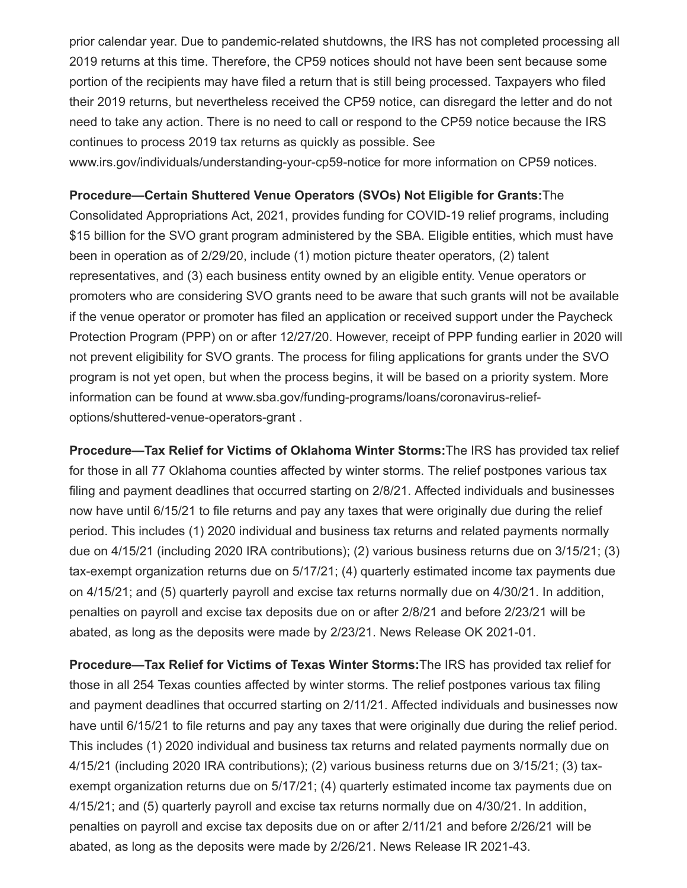prior calendar year. Due to pandemic-related shutdowns, the IRS has not completed processing all 2019 returns at this time. Therefore, the CP59 notices should not have been sent because some portion of the recipients may have filed a return that is still being processed. Taxpayers who filed their 2019 returns, but nevertheless received the CP59 notice, can disregard the letter and do not need to take any action. There is no need to call or respond to the CP59 notice because the IRS continues to process 2019 tax returns as quickly as possible. See www.irs.gov/individuals/understanding-your-cp59-notice for more information on CP59 notices.

**Procedure—Certain Shuttered Venue Operators (SVOs) Not Eligible for Grants:** The Consolidated Appropriations Act, 2021, provides funding for COVID-19 relief programs, including $15 billion for the SVO grant program administered by the SBA. Eligible entities, which must have been in operation as of 2/29/20, include (1) motion picture theater operators, (2) talent representatives, and (3) each business entity owned by an eligible entity. Venue operators or promoters who are considering SVO grants need to be aware that such grants will not be available if the venue operator or promoter has filed an application or received support under the Paycheck Protection Program (PPP) on or after 12/27/20. However, receipt of PPP funding earlier in 2020 will not prevent eligibility for SVO grants. The process for filing applications for grants under the SVO program is not yet open, but when the process begins, it will be based on a priority system. More information can be found at www.sba.gov/funding-programs/loans/coronavirus-relief-options/shuttered-venue-operators-grant .

**Procedure—Tax Relief for Victims of Oklahoma Winter Storms:** The IRS has provided tax relief for those in all 77 Oklahoma counties affected by winter storms. The relief postpones various tax filing and payment deadlines that occurred starting on 2/8/21. Affected individuals and businesses now have until 6/15/21 to file returns and pay any taxes that were originally due during the relief period. This includes (1) 2020 individual and business tax returns and related payments normally due on 4/15/21 (including 2020 IRA contributions); (2) various business returns due on 3/15/21; (3) tax-exempt organization returns due on 5/17/21; (4) quarterly estimated income tax payments due on 4/15/21; and (5) quarterly payroll and excise tax returns normally due on 4/30/21. In addition, penalties on payroll and excise tax deposits due on or after 2/8/21 and before 2/23/21 will be abated, as long as the deposits were made by 2/23/21. News Release OK 2021-01.

**Procedure—Tax Relief for Victims of Texas Winter Storms:** The IRS has provided tax relief for those in all 254 Texas counties affected by winter storms. The relief postpones various tax filing and payment deadlines that occurred starting on 2/11/21. Affected individuals and businesses now have until 6/15/21 to file returns and pay any taxes that were originally due during the relief period. This includes (1) 2020 individual and business tax returns and related payments normally due on 4/15/21 (including 2020 IRA contributions); (2) various business returns due on 3/15/21; (3) tax-exempt organization returns due on 5/17/21; (4) quarterly estimated income tax payments due on 4/15/21; and (5) quarterly payroll and excise tax returns normally due on 4/30/21. In addition, penalties on payroll and excise tax deposits due on or after 2/11/21 and before 2/26/21 will be abated, as long as the deposits were made by 2/26/21. News Release IR 2021-43.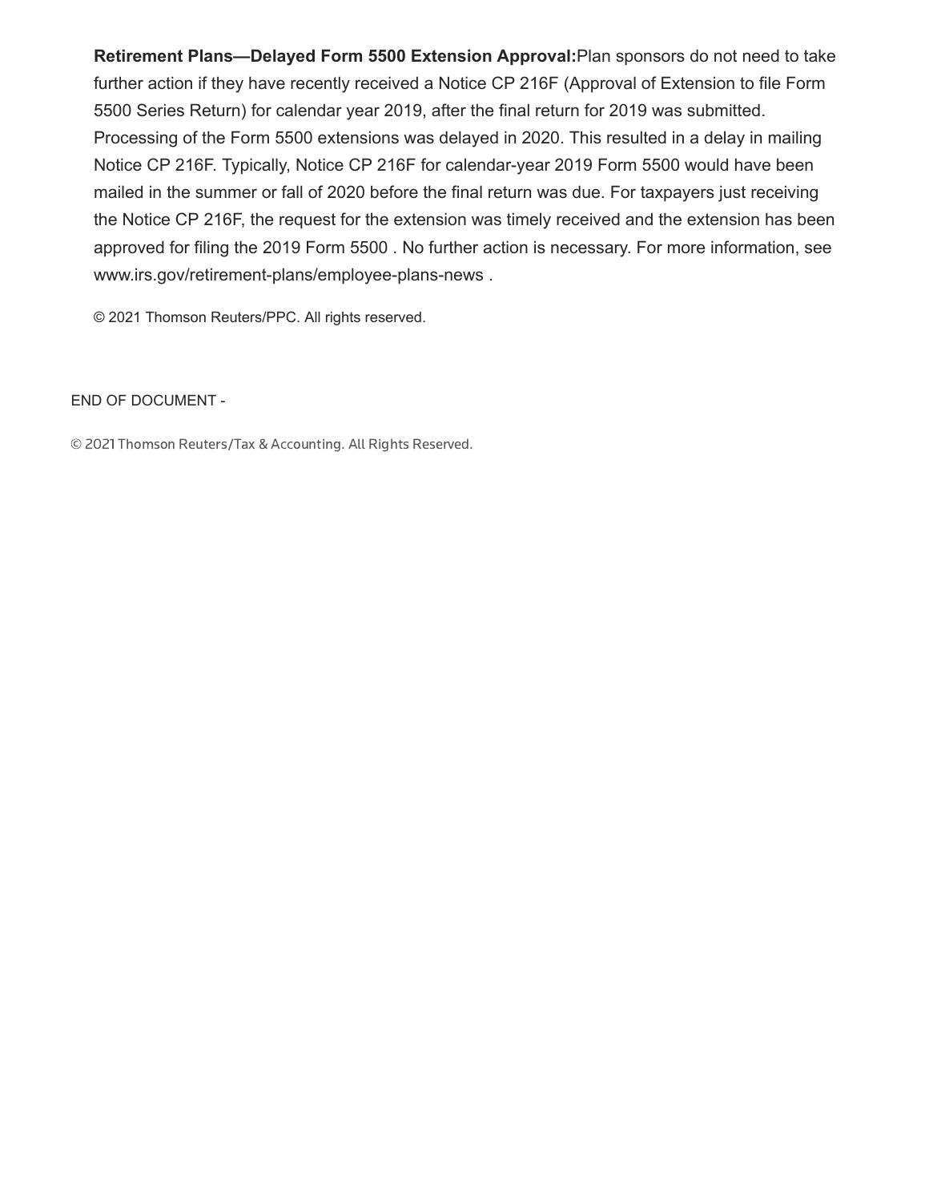**Retirement Plans—Delayed Form 5500 Extension Approval:**Plan sponsors do not need to take further action if they have recently received a Notice CP 216F (Approval of Extension to file Form 5500 Series Return) for calendar year 2019, after the final return for 2019 was submitted. Processing of the Form 5500 extensions was delayed in 2020. This resulted in a delay in mailing Notice CP 216F. Typically, Notice CP 216F for calendar-year 2019 Form 5500 would have been mailed in the summer or fall of 2020 before the final return was due. For taxpayers just receiving the Notice CP 216F, the request for the extension was timely received and the extension has been approved for filing the 2019 Form 5500 . No further action is necessary. For more information, see www.irs.gov/retirement-plans/employee-plans-news .

© 2021 Thomson Reuters/PPC. All rights reserved.

END OF DOCUMENT -

© 2021 Thomson Reuters/Tax & Accounting. All Rights Reserved.